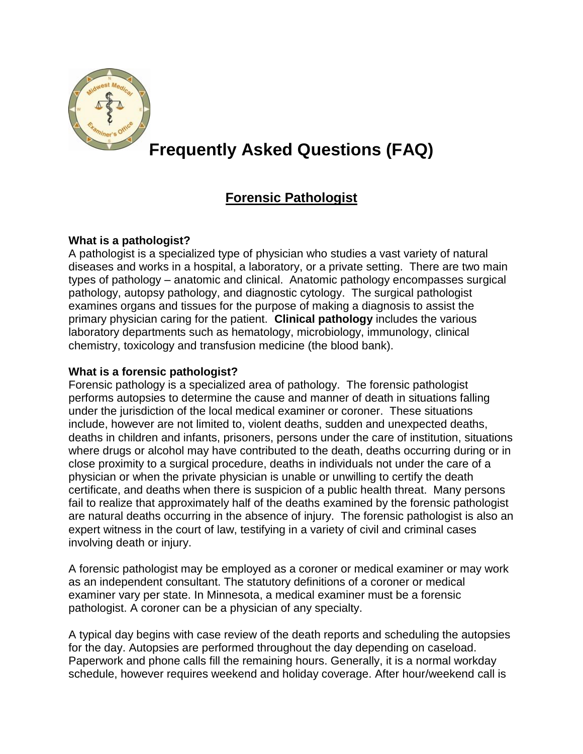# Frequently Asked Questions (FAQ)

## Forensic Pathologist

**What is a pathologist?**
A pathologist is a specialized type of physician who studies a vast variety of natural diseases and works in a hospital, a laboratory, or a private setting. There are two main types of pathology – anatomic and clinical. Anatomic pathology encompasses surgical pathology, autopsy pathology, and diagnostic cytology. The surgical pathologist examines organs and tissues for the purpose of making a diagnosis to assist the primary physician caring for the patient. **Clinical pathology** includes the various laboratory departments such as hematology, microbiology, immunology, clinical chemistry, toxicology and transfusion medicine (the blood bank).

**What is a forensic pathologist?**
Forensic pathology is a specialized area of pathology. The forensic pathologist performs autopsies to determine the cause and manner of death in situations falling under the jurisdiction of the local medical examiner or coroner. These situations include, however are not limited to, violent deaths, sudden and unexpected deaths, deaths in children and infants, prisoners, persons under the care of institution, situations where drugs or alcohol may have contributed to the death, deaths occurring during or in close proximity to a surgical procedure, deaths in individuals not under the care of a physician or when the private physician is unable or unwilling to certify the death certificate, and deaths when there is suspicion of a public health threat. Many persons fail to realize that approximately half of the deaths examined by the forensic pathologist are natural deaths occurring in the absence of injury. The forensic pathologist is also an expert witness in the court of law, testifying in a variety of civil and criminal cases involving death or injury.

A forensic pathologist may be employed as a coroner or medical examiner or may work as an independent consultant. The statutory definitions of a coroner or medical examiner vary per state. In Minnesota, a medical examiner must be a forensic pathologist. A coroner can be a physician of any specialty.

A typical day begins with case review of the death reports and scheduling the autopsies for the day. Autopsies are performed throughout the day depending on caseload. Paperwork and phone calls fill the remaining hours. Generally, it is a normal workday schedule, however requires weekend and holiday coverage. After hour/weekend call is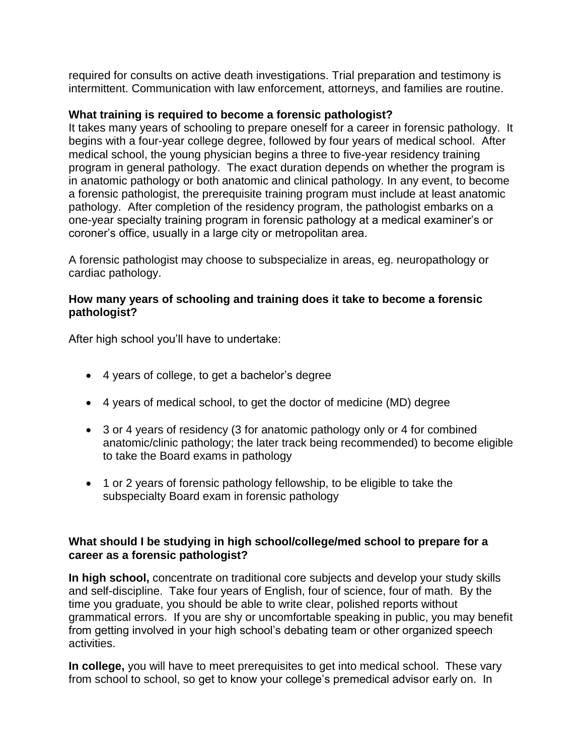required for consults on active death investigations. Trial preparation and testimony is intermittent. Communication with law enforcement, attorneys, and families are routine.

**What training is required to become a forensic pathologist?**

It takes many years of schooling to prepare oneself for a career in forensic pathology. It begins with a four-year college degree, followed by four years of medical school. After medical school, the young physician begins a three to five-year residency training program in general pathology. The exact duration depends on whether the program is in anatomic pathology or both anatomic and clinical pathology. In any event, to become a forensic pathologist, the prerequisite training program must include at least anatomic pathology. After completion of the residency program, the pathologist embarks on a one-year specialty training program in forensic pathology at a medical examiner's or coroner's office, usually in a large city or metropolitan area.

A forensic pathologist may choose to subspecialize in areas, eg. neuropathology or cardiac pathology.

**How many years of schooling and training does it take to become a forensic pathologist?**

After high school you'll have to undertake:

- 4 years of college, to get a bachelor's degree
- 4 years of medical school, to get the doctor of medicine (MD) degree
- 3 or 4 years of residency (3 for anatomic pathology only or 4 for combined anatomic/clinic pathology; the later track being recommended) to become eligible to take the Board exams in pathology
- 1 or 2 years of forensic pathology fellowship, to be eligible to take the subspecialty Board exam in forensic pathology

**What should I be studying in high school/college/med school to prepare for a career as a forensic pathologist?**

**In high school,** concentrate on traditional core subjects and develop your study skills and self-discipline. Take four years of English, four of science, four of math. By the time you graduate, you should be able to write clear, polished reports without grammatical errors. If you are shy or uncomfortable speaking in public, you may benefit from getting involved in your high school's debating team or other organized speech activities.

**In college,** you will have to meet prerequisites to get into medical school. These vary from school to school, so get to know your college's premedical advisor early on. In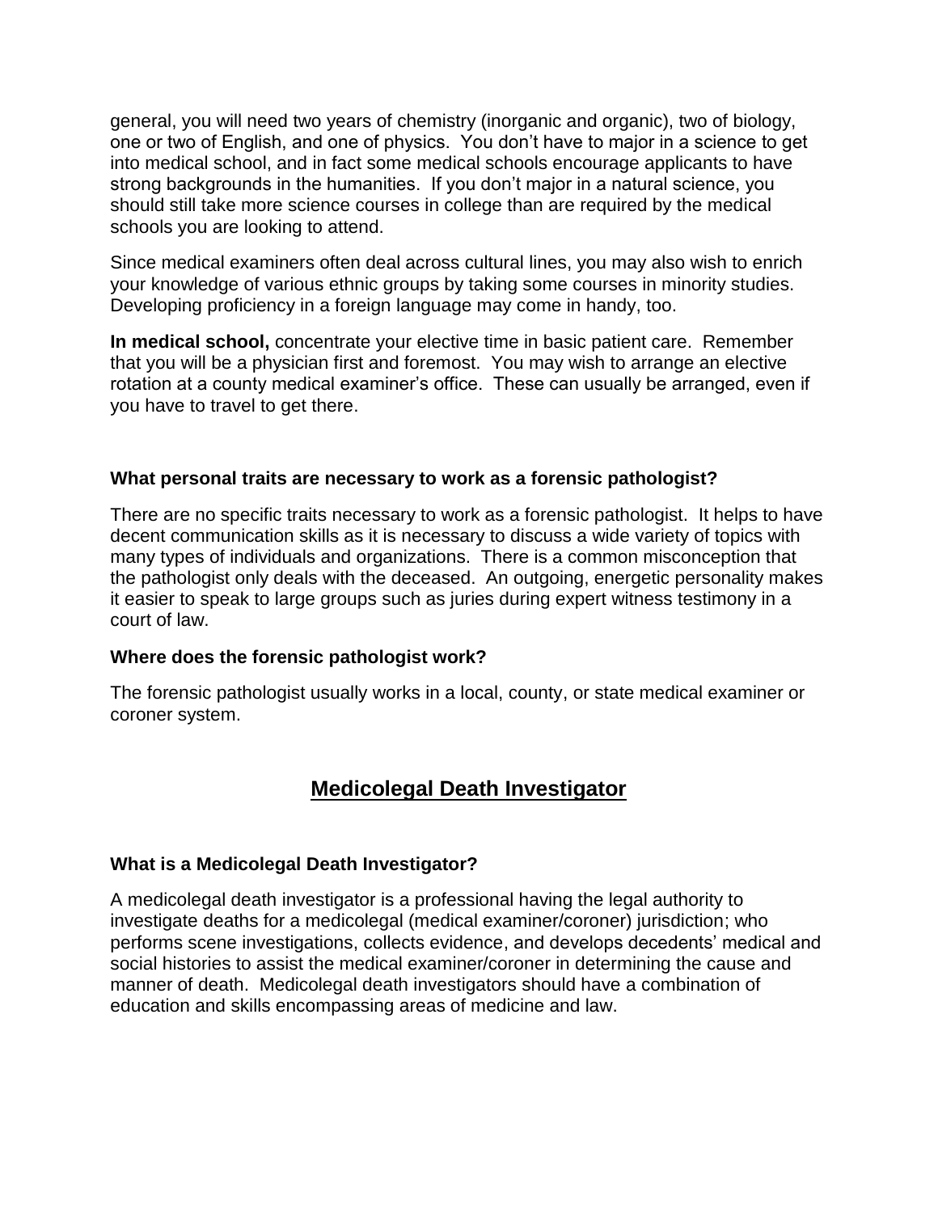general, you will need two years of chemistry (inorganic and organic), two of biology, one or two of English, and one of physics. You don't have to major in a science to get into medical school, and in fact some medical schools encourage applicants to have strong backgrounds in the humanities. If you don't major in a natural science, you should still take more science courses in college than are required by the medical schools you are looking to attend.

Since medical examiners often deal across cultural lines, you may also wish to enrich your knowledge of various ethnic groups by taking some courses in minority studies. Developing proficiency in a foreign language may come in handy, too.

**In medical school,** concentrate your elective time in basic patient care. Remember that you will be a physician first and foremost. You may wish to arrange an elective rotation at a county medical examiner's office. These can usually be arranged, even if you have to travel to get there.

### What personal traits are necessary to work as a forensic pathologist?

There are no specific traits necessary to work as a forensic pathologist. It helps to have decent communication skills as it is necessary to discuss a wide variety of topics with many types of individuals and organizations. There is a common misconception that the pathologist only deals with the deceased. An outgoing, energetic personality makes it easier to speak to large groups such as juries during expert witness testimony in a court of law.

### Where does the forensic pathologist work?

The forensic pathologist usually works in a local, county, or state medical examiner or coroner system.

## Medicolegal Death Investigator

### What is a Medicolegal Death Investigator?

A medicolegal death investigator is a professional having the legal authority to investigate deaths for a medicolegal (medical examiner/coroner) jurisdiction; who performs scene investigations, collects evidence, and develops decedents' medical and social histories to assist the medical examiner/coroner in determining the cause and manner of death. Medicolegal death investigators should have a combination of education and skills encompassing areas of medicine and law.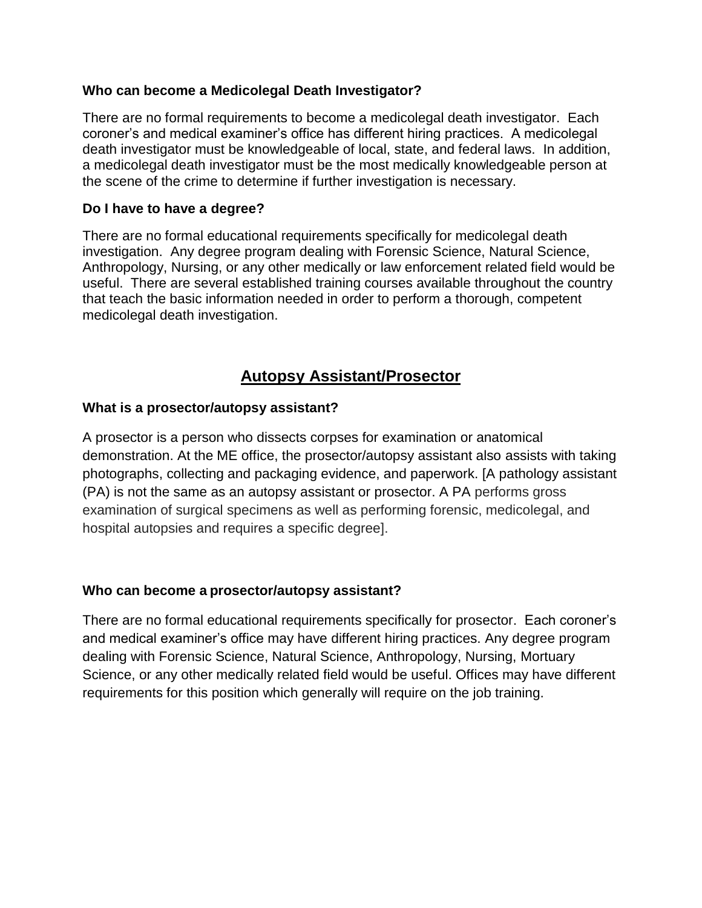**Who can become a Medicolegal Death Investigator?**

There are no formal requirements to become a medicolegal death investigator. Each coroner's and medical examiner's office has different hiring practices. A medicolegal death investigator must be knowledgeable of local, state, and federal laws. In addition, a medicolegal death investigator must be the most medically knowledgeable person at the scene of the crime to determine if further investigation is necessary.

**Do I have to have a degree?**

There are no formal educational requirements specifically for medicolegal death investigation. Any degree program dealing with Forensic Science, Natural Science, Anthropology, Nursing, or any other medically or law enforcement related field would be useful. There are several established training courses available throughout the country that teach the basic information needed in order to perform a thorough, competent medicolegal death investigation.

## Autopsy Assistant/Prosector

**What is a prosector/autopsy assistant?**

A prosector is a person who dissects corpses for examination or anatomical demonstration. At the ME office, the prosector/autopsy assistant also assists with taking photographs, collecting and packaging evidence, and paperwork. [A pathology assistant (PA) is not the same as an autopsy assistant or prosector. A PA performs gross examination of surgical specimens as well as performing forensic, medicolegal, and hospital autopsies and requires a specific degree].

**Who can become a prosector/autopsy assistant?**

There are no formal educational requirements specifically for prosector. Each coroner's and medical examiner's office may have different hiring practices. Any degree program dealing with Forensic Science, Natural Science, Anthropology, Nursing, Mortuary Science, or any other medically related field would be useful. Offices may have different requirements for this position which generally will require on the job training.